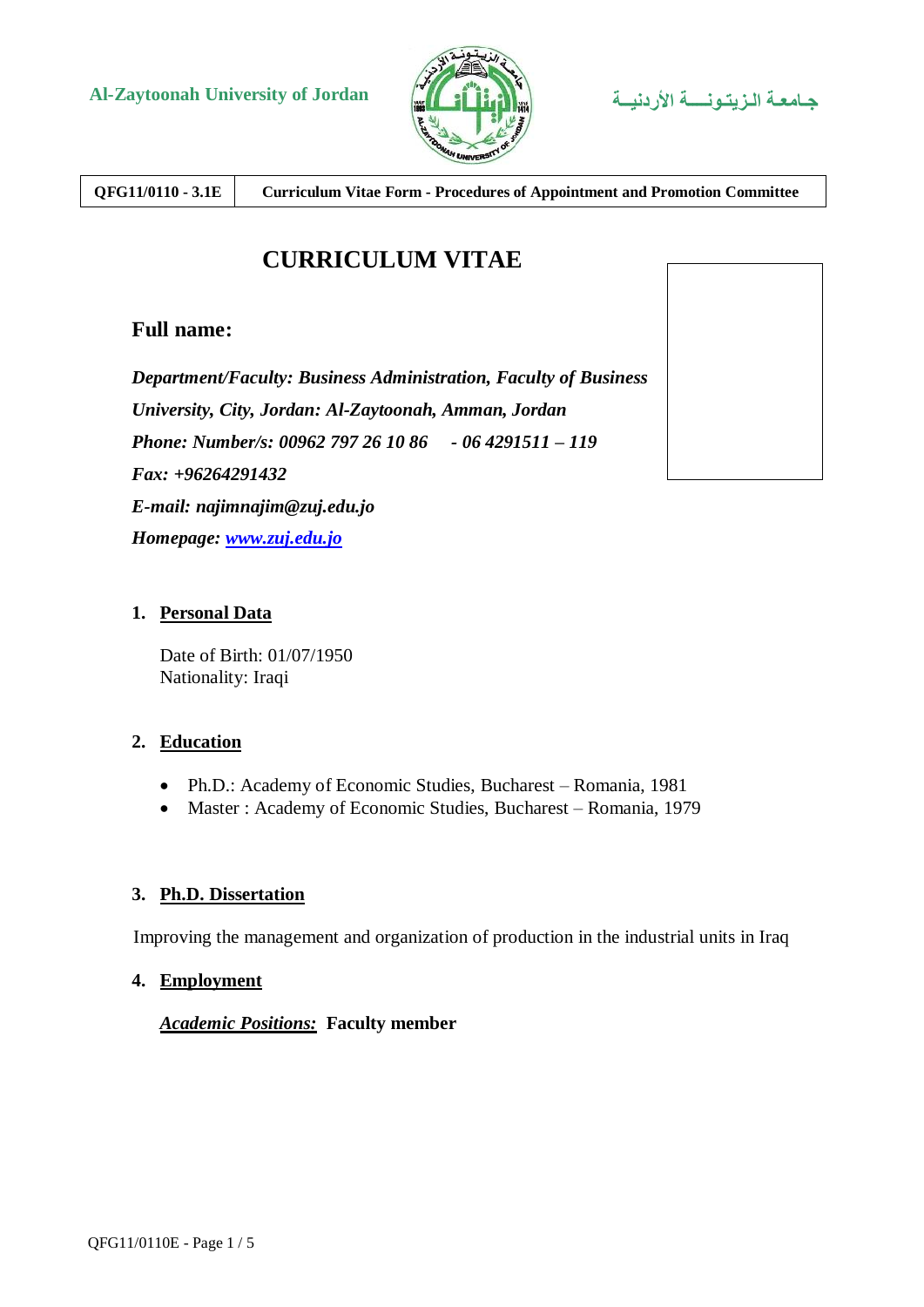Al-Zaytoonah University of Jordan

جـامعـة الـزيـتـونـــة الأردنيــة

| QFG11/0110 - 3.1E | Curriculum Vitae Form - Procedures of Appointment and Promotion Committee |
|---|---|

# CURRICULUM VITAE

## Full name:

*Department/Faculty: Business Administration, Faculty of Business*

*University, City, Jordan: Al-Zaytoonah, Amman, Jordan*

*Phone: Number/s: 00962 797 26 10 86 - 06 4291511 – 119*

*Fax: +96264291432*

*E-mail: najimnajim@zuj.edu.jo*

*Homepage: [www.zuj.edu.jo](www.zuj.edu.jo)*

### 1. Personal Data

Date of Birth: 01/07/1950
Nationality: Iraqi

### 2. Education

- Ph.D.: Academy of Economic Studies, Bucharest – Romania, 1981
- Master : Academy of Economic Studies, Bucharest – Romania, 1979

### 3. Ph.D. Dissertation

Improving the management and organization of production in the industrial units in Iraq

### 4. Employment

***Academic Positions:*** **Faculty member**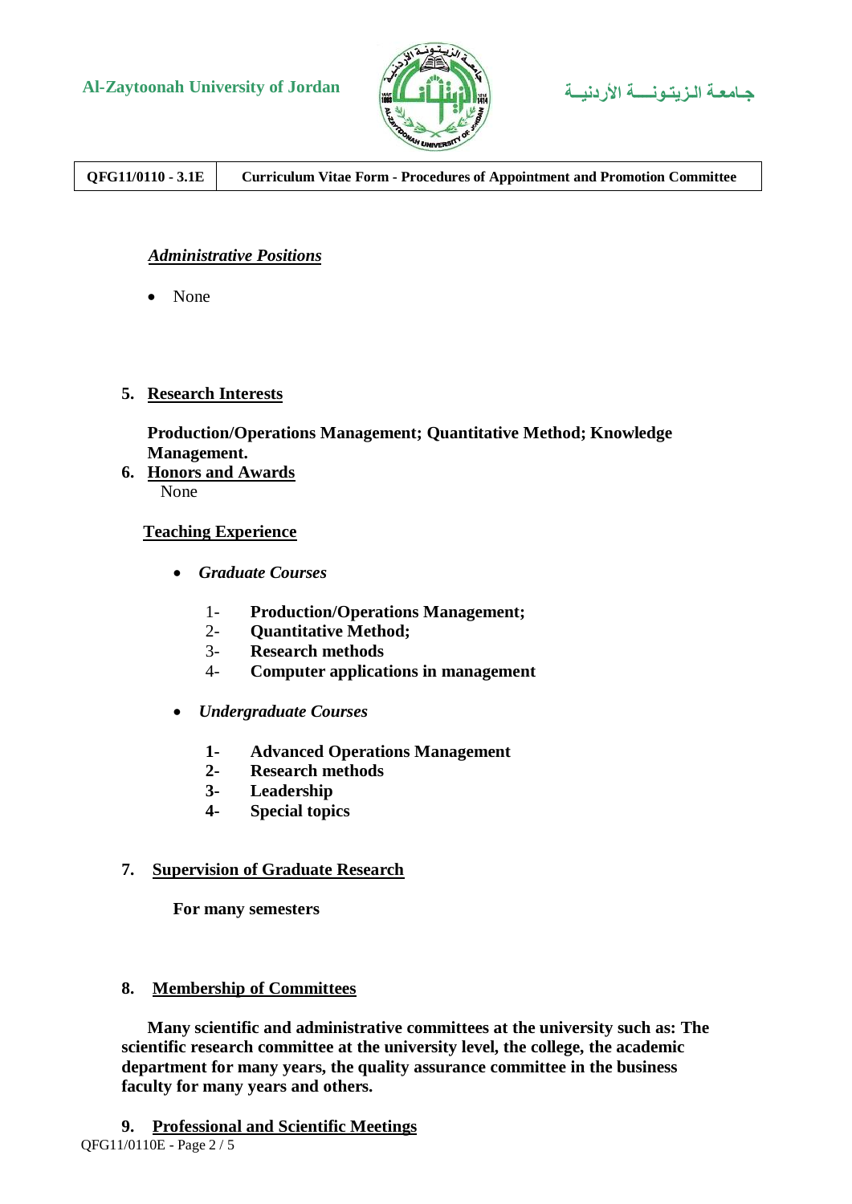***Administrative Positions***

- None

## 5. Research Interests

**Production/Operations Management; Quantitative Method; Knowledge Management.**

## 6. Honors and Awards

None

## Teaching Experience

- ***Graduate Courses***

  1- **Production/Operations Management;**
  2- **Quantitative Method;**
  3- **Research methods**
  4- **Computer applications in management**

- ***Undergraduate Courses***

  **1- Advanced Operations Management**
  **2- Research methods**
  **3- Leadership**
  **4- Special topics**

## 7. Supervision of Graduate Research

**For many semesters**

## 8. Membership of Committees

**Many scientific and administrative committees at the university such as: The scientific research committee at the university level, the college, the academic department for many years, the quality assurance committee in the business faculty for many years and others.**

## 9. Professional and Scientific Meetings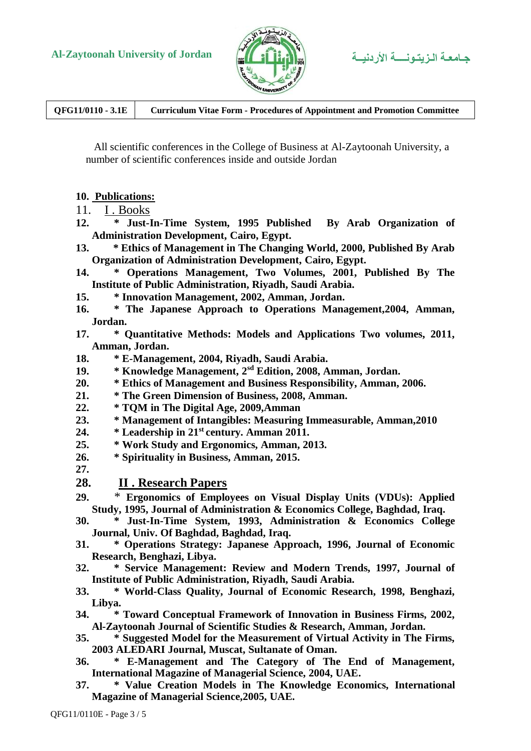All scientific conferences in the College of Business at Al-Zaytoonah University, a number of scientific conferences inside and outside Jordan

10. **Publications:**

11. I . Books

12. **\* Just-In-Time System, 1995 Published By Arab Organization of Administration Development, Cairo, Egypt.**
13. **\* Ethics of Management in The Changing World, 2000, Published By Arab Organization of Administration Development, Cairo, Egypt.**
14. **\* Operations Management, Two Volumes, 2001, Published By The Institute of Public Administration, Riyadh, Saudi Arabia.**
15. **\* Innovation Management, 2002, Amman, Jordan.**
16. **\* The Japanese Approach to Operations Management,2004, Amman, Jordan.**
17. **\* Quantitative Methods: Models and Applications Two volumes, 2011, Amman, Jordan.**
18. **\* E-Management, 2004, Riyadh, Saudi Arabia.**
19. **\* Knowledge Management, 2sd Edition, 2008, Amman, Jordan.**
20. **\* Ethics of Management and Business Responsibility, Amman, 2006.**
21. **\* The Green Dimension of Business, 2008, Amman.**
22. **\* TQM in The Digital Age, 2009,Amman**
23. **\* Management of Intangibles: Measuring Immeasurable, Amman,2010**
24. **\* Leadership in 21st century. Amman 2011.**
25. **\* Work Study and Ergonomics, Amman, 2013.**
26. **\* Spirituality in Business, Amman, 2015.**
27.

28. **II . Research Papers**

29. \* **Ergonomics of Employees on Visual Display Units (VDUs): Applied Study, 1995, Journal of Administration & Economics College, Baghdad, Iraq.**
30. **\* Just-In-Time System, 1993, Administration & Economics College Journal, Univ. Of Baghdad, Baghdad, Iraq.**
31. **\* Operations Strategy: Japanese Approach, 1996, Journal of Economic Research, Benghazi, Libya.**
32. **\* Service Management: Review and Modern Trends, 1997, Journal of Institute of Public Administration, Riyadh, Saudi Arabia.**
33. **\* World-Class Quality, Journal of Economic Research, 1998, Benghazi, Libya.**
34. **\* Toward Conceptual Framework of Innovation in Business Firms, 2002, Al-Zaytoonah Journal of Scientific Studies & Research, Amman, Jordan.**
35. **\* Suggested Model for the Measurement of Virtual Activity in The Firms, 2003 ALEDARI Journal, Muscat, Sultanate of Oman.**
36. **\* E-Management and The Category of The End of Management, International Magazine of Managerial Science, 2004, UAE.**
37. **\* Value Creation Models in The Knowledge Economics, International Magazine of Managerial Science,2005, UAE.**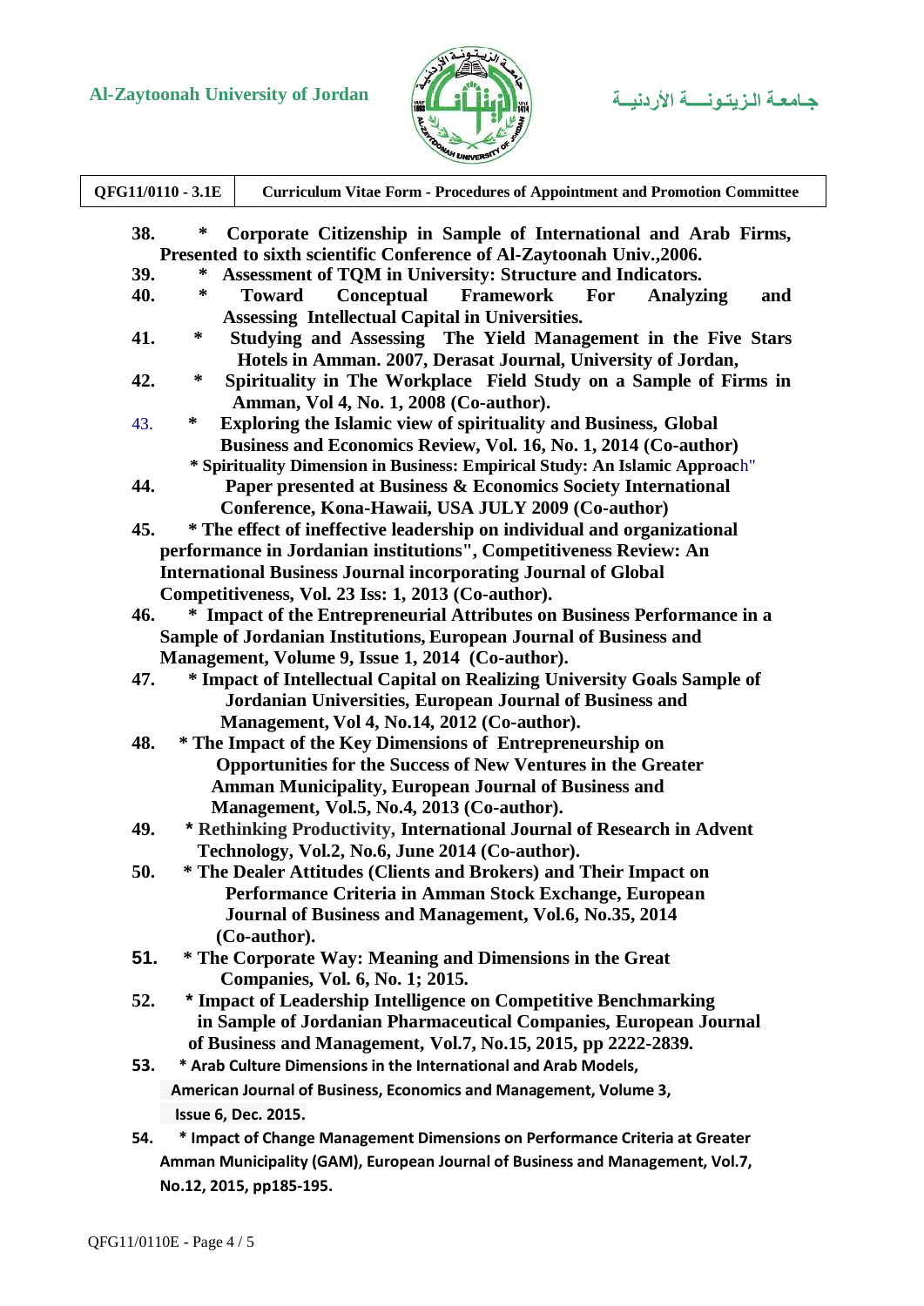38. * **Corporate Citizenship in Sample of International and Arab Firms, Presented to sixth scientific Conference of Al-Zaytoonah Univ.,2006.**
39. * **Assessment of TQM in University: Structure and Indicators.**
40. * **Toward Conceptual Framework For Analyzing and Assessing Intellectual Capital in Universities.**
41. * **Studying and Assessing The Yield Management in the Five Stars Hotels in Amman. 2007, Derasat Journal, University of Jordan,**
42. * **Spirituality in The Workplace Field Study on a Sample of Firms in Amman, Vol 4, No. 1, 2008 (Co-author).**
43. * **Exploring the Islamic view of spirituality and Business, Global Business and Economics Review, Vol. 16, No. 1, 2014 (Co-author)**
    * **Spirituality Dimension in Business: Empirical Study: An Islamic Approach"**
44. **Paper presented at Business & Economics Society International Conference, Kona-Hawaii, USA JULY 2009 (Co-author)**
45. * **The effect of ineffective leadership on individual and organizational performance in Jordanian institutions", Competitiveness Review: An International Business Journal incorporating Journal of Global Competitiveness, Vol. 23 Iss: 1, 2013 (Co-author).**
46. * **Impact of the Entrepreneurial Attributes on Business Performance in a Sample of Jordanian Institutions, European Journal of Business and Management, Volume 9, Issue 1, 2014 (Co-author).**
47. * **Impact of Intellectual Capital on Realizing University Goals Sample of Jordanian Universities, European Journal of Business and Management, Vol 4, No.14, 2012 (Co-author).**
48. * **The Impact of the Key Dimensions of Entrepreneurship on Opportunities for the Success of New Ventures in the Greater Amman Municipality, European Journal of Business and Management, Vol.5, No.4, 2013 (Co-author).**
49. * **Rethinking Productivity, International Journal of Research in Advent Technology, Vol.2, No.6, June 2014 (Co-author).**
50. * **The Dealer Attitudes (Clients and Brokers) and Their Impact on Performance Criteria in Amman Stock Exchange, European Journal of Business and Management, Vol.6, No.35, 2014 (Co-author).**
51. * **The Corporate Way: Meaning and Dimensions in the Great Companies, Vol. 6, No. 1; 2015.**
52. * **Impact of Leadership Intelligence on Competitive Benchmarking in Sample of Jordanian Pharmaceutical Companies, European Journal of Business and Management, Vol.7, No.15, 2015, pp 2222-2839.**
53. * **Arab Culture Dimensions in the International and Arab Models, American Journal of Business, Economics and Management, Volume 3, Issue 6, Dec. 2015.**
54. * **Impact of Change Management Dimensions on Performance Criteria at Greater Amman Municipality (GAM), European Journal of Business and Management, Vol.7, No.12, 2015, pp185-195.**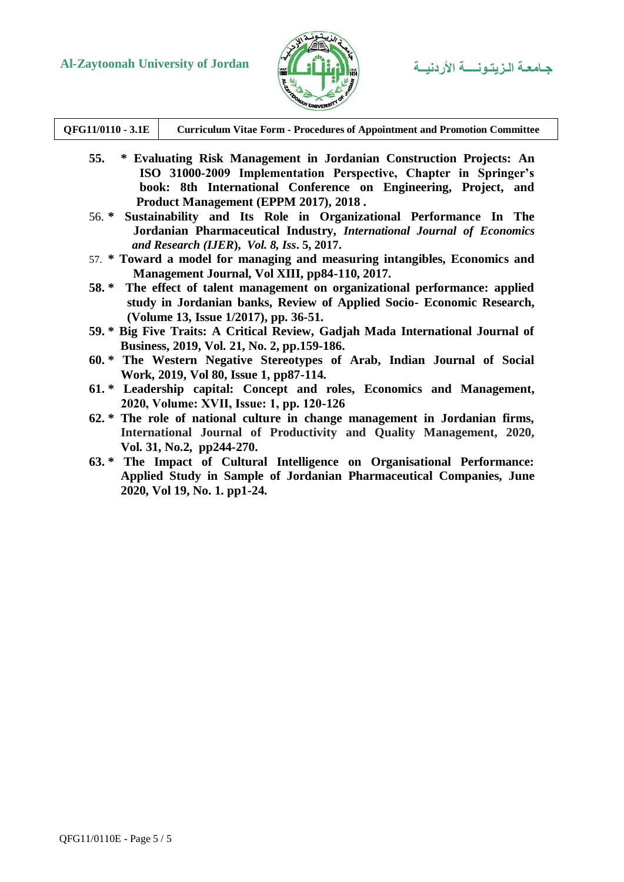55. **\* Evaluating Risk Management in Jordanian Construction Projects: An ISO 31000-2009 Implementation Perspective, Chapter in Springer's book: 8th International Conference on Engineering, Project, and Product Management (EPPM 2017), 2018 .**
56. **\* Sustainability and Its Role in Organizational Performance In The Jordanian Pharmaceutical Industry,** ***International Journal of Economics and Research (IJER***), ***Vol. 8, Iss*. 5, 2017.**
57. **\* Toward a model for managing and measuring intangibles, Economics and Management Journal, Vol XIII, pp84-110, 2017.**
58. **\* The effect of talent management on organizational performance: applied study in Jordanian banks, Review of Applied Socio- Economic Research, (Volume 13, Issue 1/2017), pp. 36-51.**
59. **\* Big Five Traits: A Critical Review, Gadjah Mada International Journal of Business, 2019, Vol. 21, No. 2, pp.159-186.**
60. **\* The Western Negative Stereotypes of Arab, Indian Journal of Social Work, 2019, Vol 80, Issue 1, pp87-114.**
61. **\* Leadership capital: Concept and roles, Economics and Management, 2020, Volume: XVII, Issue: 1, pp. 120-126**
62. **\* The role of national culture in change management in Jordanian firms, International Journal of Productivity and Quality Management, 2020, Vol. 31, No.2, pp244-270.**
63. **\* The Impact of Cultural Intelligence on Organisational Performance: Applied Study in Sample of Jordanian Pharmaceutical Companies, June 2020, Vol 19, No. 1. pp1-24.**